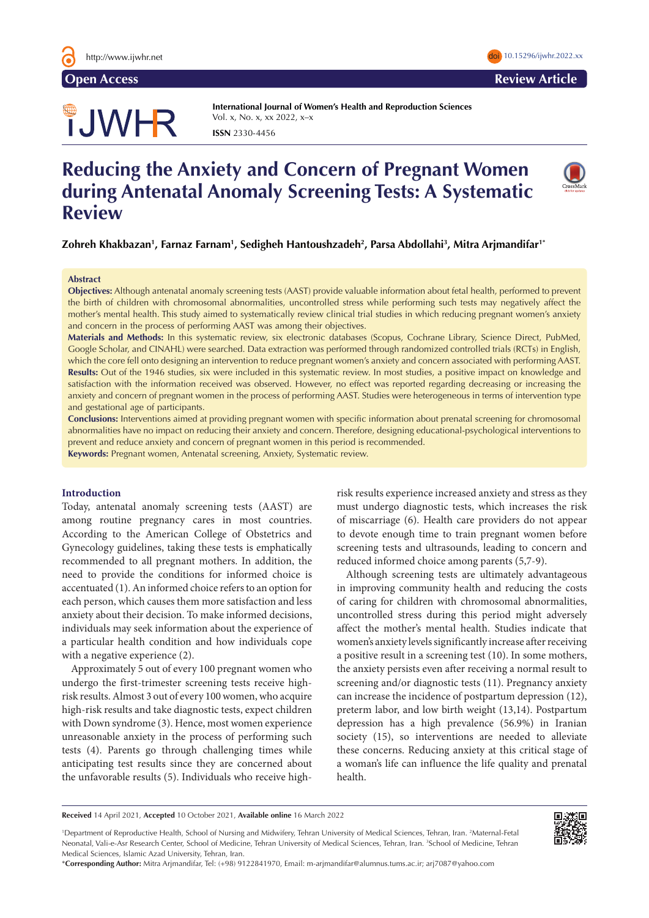# Reducing the Anxiety and Concern of Pregnant Women during Antenatal Anomaly Screening Tests: A Systematic Review

**Zohreh Khakbazan[1], Farnaz Farnam[1], Sedigheh Hantoushzadeh[2], Parsa Abdollahi[3], Mitra Arjmandifar[1*]**

## Abstract

**Objectives:** Although antenatal anomaly screening tests (AAST) provide valuable information about fetal health, performed to prevent the birth of children with chromosomal abnormalities, uncontrolled stress while performing such tests may negatively affect the mother's mental health. This study aimed to systematically review clinical trial studies in which reducing pregnant women's anxiety and concern in the process of performing AAST was among their objectives.

**Materials and Methods:** In this systematic review, six electronic databases (Scopus, Cochrane Library, Science Direct, PubMed, Google Scholar, and CINAHL) were searched. Data extraction was performed through randomized controlled trials (RCTs) in English, which the core fell onto designing an intervention to reduce pregnant women's anxiety and concern associated with performing AAST.

**Results:** Out of the 1946 studies, six were included in this systematic review. In most studies, a positive impact on knowledge and satisfaction with the information received was observed. However, no effect was reported regarding decreasing or increasing the anxiety and concern of pregnant women in the process of performing AAST. Studies were heterogeneous in terms of intervention type and gestational age of participants.

**Conclusions:** Interventions aimed at providing pregnant women with specific information about prenatal screening for chromosomal abnormalities have no impact on reducing their anxiety and concern. Therefore, designing educational-psychological interventions to prevent and reduce anxiety and concern of pregnant women in this period is recommended.

**Keywords:** Pregnant women, Antenatal screening, Anxiety, Systematic review.

## Introduction

Today, antenatal anomaly screening tests (AAST) are among routine pregnancy cares in most countries. According to the American College of Obstetrics and Gynecology guidelines, taking these tests is emphatically recommended to all pregnant mothers. In addition, the need to provide the conditions for informed choice is accentuated (1). An informed choice refers to an option for each person, which causes them more satisfaction and less anxiety about their decision. To make informed decisions, individuals may seek information about the experience of a particular health condition and how individuals cope with a negative experience (2).

Approximately 5 out of every 100 pregnant women who undergo the first-trimester screening tests receive high-risk results. Almost 3 out of every 100 women, who acquire high-risk results and take diagnostic tests, expect children with Down syndrome (3). Hence, most women experience unreasonable anxiety in the process of performing such tests (4). Parents go through challenging times while anticipating test results since they are concerned about the unfavorable results (5). Individuals who receive high-risk results experience increased anxiety and stress as they must undergo diagnostic tests, which increases the risk of miscarriage (6). Health care providers do not appear to devote enough time to train pregnant women before screening tests and ultrasounds, leading to concern and reduced informed choice among parents (5,7-9).

Although screening tests are ultimately advantageous in improving community health and reducing the costs of caring for children with chromosomal abnormalities, uncontrolled stress during this period might adversely affect the mother's mental health. Studies indicate that women's anxiety levels significantly increase after receiving a positive result in a screening test (10). In some mothers, the anxiety persists even after receiving a normal result to screening and/or diagnostic tests (11). Pregnancy anxiety can increase the incidence of postpartum depression (12), preterm labor, and low birth weight (13,14). Postpartum depression has a high prevalence (56.9%) in Iranian society (15), so interventions are needed to alleviate these concerns. Reducing anxiety at this critical stage of a woman's life can influence the life quality and prenatal health.

**Received** 14 April 2021, **Accepted** 10 October 2021, **Available online** 16 March 2022

[1]Department of Reproductive Health, School of Nursing and Midwifery, Tehran University of Medical Sciences, Tehran, Iran. [2]Maternal-Fetal Neonatal, Vali-e-Asr Research Center, School of Medicine, Tehran University of Medical Sciences, Tehran, Iran. [3]School of Medicine, Tehran Medical Sciences, Islamic Azad University, Tehran, Iran.

*Corresponding Author: Mitra Arjmandifar, Tel: (+98) 9122841970, Email: m-arjmandifar@alumnus.tums.ac.ir; arj7087@yahoo.com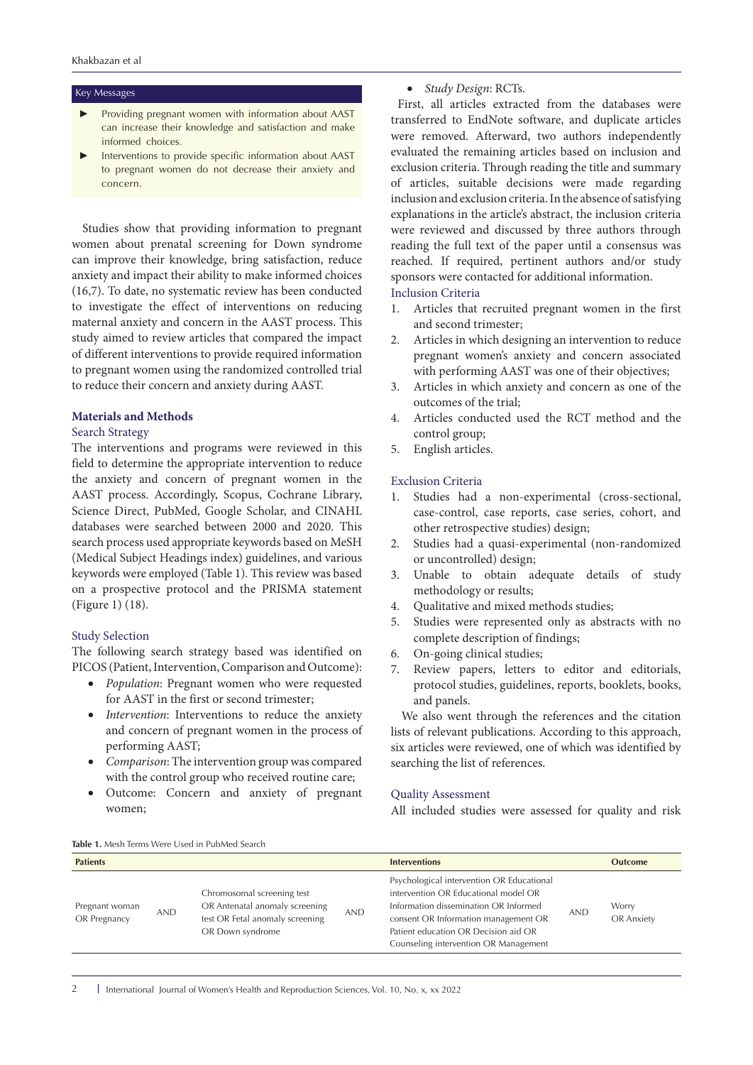**Key Messages**

- Providing pregnant women with information about AAST can increase their knowledge and satisfaction and make informed choices.
- Interventions to provide specific information about AAST to pregnant women do not decrease their anxiety and concern.

Studies show that providing information to pregnant women about prenatal screening for Down syndrome can improve their knowledge, bring satisfaction, reduce anxiety and impact their ability to make informed choices (16,7). To date, no systematic review has been conducted to investigate the effect of interventions on reducing maternal anxiety and concern in the AAST process. This study aimed to review articles that compared the impact of different interventions to provide required information to pregnant women using the randomized controlled trial to reduce their concern and anxiety during AAST.

## Materials and Methods

### Search Strategy

The interventions and programs were reviewed in this field to determine the appropriate intervention to reduce the anxiety and concern of pregnant women in the AAST process. Accordingly, Scopus, Cochrane Library, Science Direct, PubMed, Google Scholar, and CINAHL databases were searched between 2000 and 2020. This search process used appropriate keywords based on MeSH (Medical Subject Headings index) guidelines, and various keywords were employed (Table 1). This review was based on a prospective protocol and the PRISMA statement (Figure 1) (18).

### Study Selection

The following search strategy based was identified on PICOS (Patient, Intervention, Comparison and Outcome):

- *Population*: Pregnant women who were requested for AAST in the first or second trimester;
- *Intervention*: Interventions to reduce the anxiety and concern of pregnant women in the process of performing AAST;
- *Comparison*: The intervention group was compared with the control group who received routine care;
- Outcome: Concern and anxiety of pregnant women;
- *Study Design*: RCTs.

First, all articles extracted from the databases were transferred to EndNote software, and duplicate articles were removed. Afterward, two authors independently evaluated the remaining articles based on inclusion and exclusion criteria. Through reading the title and summary of articles, suitable decisions were made regarding inclusion and exclusion criteria. In the absence of satisfying explanations in the article's abstract, the inclusion criteria were reviewed and discussed by three authors through reading the full text of the paper until a consensus was reached. If required, pertinent authors and/or study sponsors were contacted for additional information.

### Inclusion Criteria

1. Articles that recruited pregnant women in the first and second trimester;
2. Articles in which designing an intervention to reduce pregnant women's anxiety and concern associated with performing AAST was one of their objectives;
3. Articles in which anxiety and concern as one of the outcomes of the trial;
4. Articles conducted used the RCT method and the control group;
5. English articles.

### Exclusion Criteria

1. Studies had a non-experimental (cross-sectional, case-control, case reports, case series, cohort, and other retrospective studies) design;
2. Studies had a quasi-experimental (non-randomized or uncontrolled) design;
3. Unable to obtain adequate details of study methodology or results;
4. Qualitative and mixed methods studies;
5. Studies were represented only as abstracts with no complete description of findings;
6. On-going clinical studies;
7. Review papers, letters to editor and editorials, protocol studies, guidelines, reports, booklets, books, and panels.

We also went through the references and the citation lists of relevant publications. According to this approach, six articles were reviewed, one of which was identified by searching the list of references.

### Quality Assessment

All included studies were assessed for quality and risk

**Table 1.** Mesh Terms Were Used in PubMed Search

| Patients | | | | Interventions | | Outcome |
|---|---|---|---|---|---|---|
| Pregnant woman OR Pregnancy | AND | Chromosomal screening test OR Antenatal anomaly screening test OR Fetal anomaly screening OR Down syndrome | AND | Psychological intervention OR Educational intervention OR Educational model OR Information dissemination OR Informed consent OR Information management OR Patient education OR Decision aid OR Counseling intervention OR Management | AND | Worry OR Anxiety |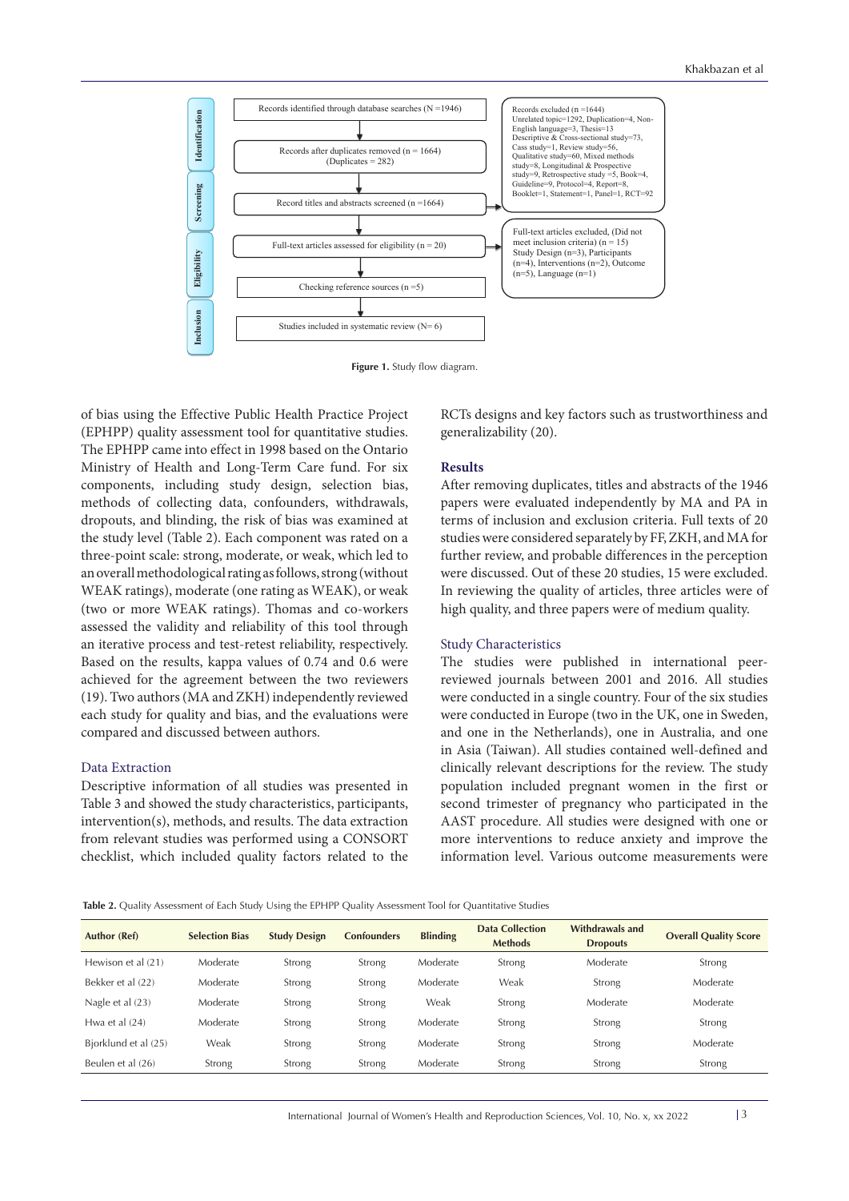Records identified through database searches (N =1946)

Records after duplicates removed (n = 1664) (Duplicates = 282)

Record titles and abstracts screened (n =1664)

Records excluded (n =1644) Unrelated topic=1292, Duplication=4, Non-English language=3, Thesis=13 Descriptive & Cross-sectional study=73, Cass study=1, Review study=56, Qualitative study=60, Mixed methods study=8, Longitudinal & Prospective study=9, Retrospective study =5, Book=4, Guideline=9, Protocol=4, Report=8, Booklet=1, Statement=1, Panel=1, RCT=92

Full-text articles assessed for eligibility (n = 20)

Full-text articles excluded, (Did not meet inclusion criteria) (n = 15) Study Design (n=3), Participants (n=4), Interventions (n=2), Outcome (n=5), Language (n=1)

Checking reference sources (n =5)

Studies included in systematic review (N= 6)

Identification / Screening / Eligibility / Inclusion

**Figure 1.** Study flow diagram.

of bias using the Effective Public Health Practice Project (EPHPP) quality assessment tool for quantitative studies. The EPHPP came into effect in 1998 based on the Ontario Ministry of Health and Long-Term Care fund. For six components, including study design, selection bias, methods of collecting data, confounders, withdrawals, dropouts, and blinding, the risk of bias was examined at the study level (Table 2). Each component was rated on a three-point scale: strong, moderate, or weak, which led to an overall methodological rating as follows, strong (without WEAK ratings), moderate (one rating as WEAK), or weak (two or more WEAK ratings). Thomas and co-workers assessed the validity and reliability of this tool through an iterative process and test-retest reliability, respectively. Based on the results, kappa values of 0.74 and 0.6 were achieved for the two reviewers (19). Two authors (MA and ZKH) independently reviewed each study for quality and bias, and the evaluations were compared and discussed between authors.

### Data Extraction

Descriptive information of all studies was presented in Table 3 and showed the study characteristics, participants, intervention(s), methods, and results. The data extraction from relevant studies was performed using a CONSORT checklist, which included quality factors related to the RCTs designs and key factors such as trustworthiness and generalizability (20).

## Results

After removing duplicates, titles and abstracts of the 1946 papers were evaluated independently by MA and PA in terms of inclusion and exclusion criteria. Full texts of 20 studies were considered separately by FF, ZKH, and MA for further review, and probable differences in the perception were discussed. Out of these 20 studies, 15 were excluded. In reviewing the quality of articles, three articles were of high quality, and three papers were of medium quality.

### Study Characteristics

The studies were published in international peer-reviewed journals between 2001 and 2016. All studies were conducted in a single country. Four of the six studies were conducted in Europe (two in the UK, one in Sweden, and one in the Netherlands), one in Australia, and one in Asia (Taiwan). All studies contained well-defined and clinically relevant descriptions for the review. The study population included pregnant women in the first or second trimester of pregnancy who participated in the AAST procedure. All studies were designed with one or more interventions to reduce anxiety and improve the information level. Various outcome measurements were

**Table 2.** Quality Assessment of Each Study Using the EPHPP Quality Assessment Tool for Quantitative Studies

| Author (Ref) | Selection Bias | Study Design | Confounders | Blinding | Data Collection Methods | Withdrawals and Dropouts | Overall Quality Score |
|---|---|---|---|---|---|---|---|
| Hewison et al (21) | Moderate | Strong | Strong | Moderate | Strong | Moderate | Strong |
| Bekker et al (22) | Moderate | Strong | Strong | Moderate | Weak | Strong | Moderate |
| Nagle et al (23) | Moderate | Strong | Strong | Weak | Strong | Moderate | Moderate |
| Hwa et al (24) | Moderate | Strong | Strong | Moderate | Strong | Strong | Strong |
| Bjorklund et al (25) | Weak | Strong | Strong | Moderate | Strong | Strong | Moderate |
| Beulen et al (26) | Strong | Strong | Strong | Moderate | Strong | Strong | Strong |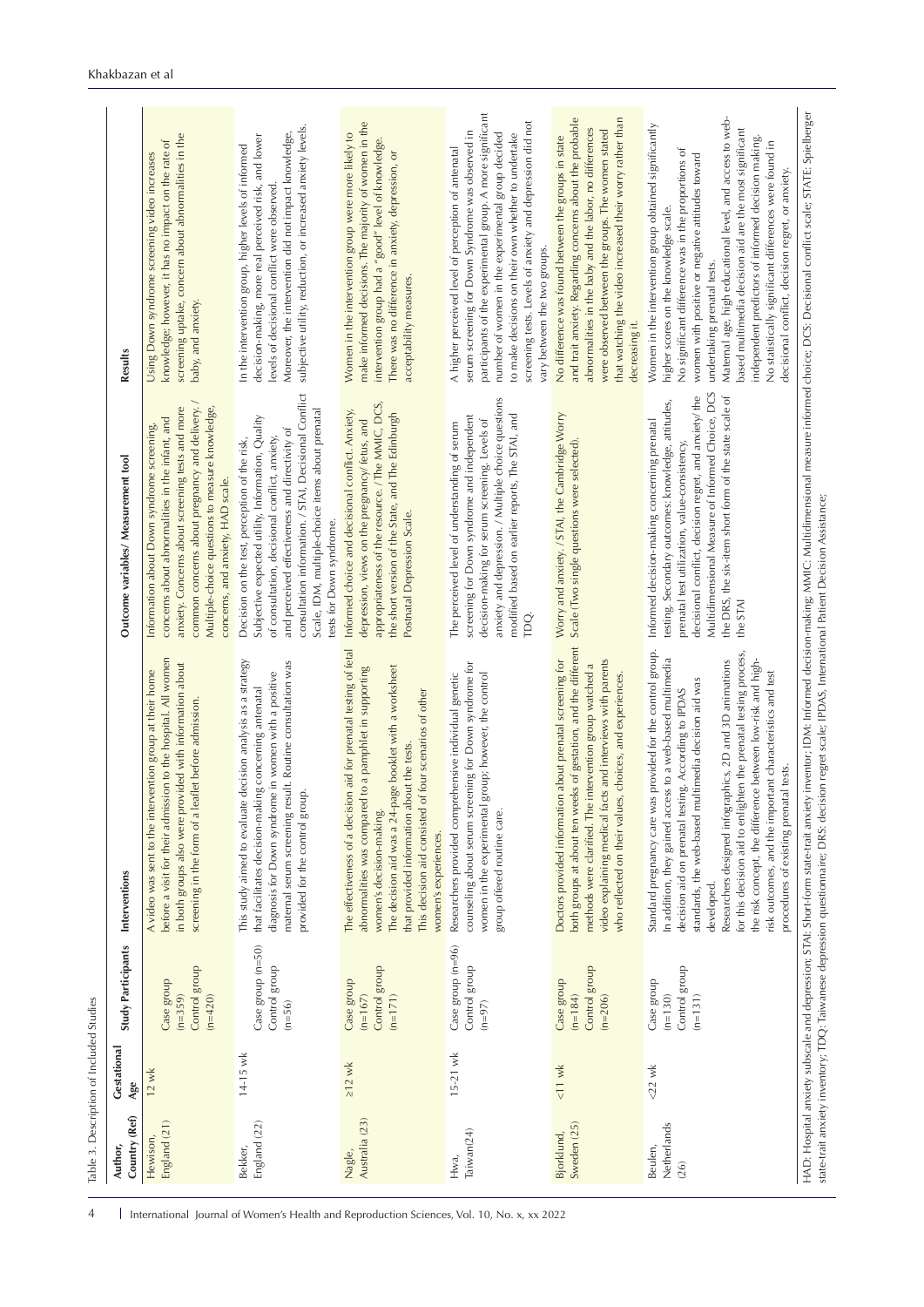Table 3. Description of Included Studies

| Author, Country (Ref) | Gestational Age | Study Participants | Interventions | Outcome variables/ Measurement tool | Results |
|---|---|---|---|---|---|
| Hewison, England (21) | 12 wk | Case group (n=359) Control group (n=420) | A video was sent to the intervention group at their home before a visit for their admission to the hospital. All women in both groups also were provided with information about screening in the form of a leaflet before admission. | Information about Down syndrome screening, concerns about abnormalities in the infant, and anxiety. Concerns about screening tests and more common concerns about pregnancy and delivery. / Multiple-choice questions to measure knowledge, concerns, and anxiety, HAD scale. | Using Down syndrome screening video increases knowledge; however, it has no impact on the rate of screening uptake, concern about abnormalities in the baby, and anxiety. |
| Bekker, England (22) | 14-15 wk | Case group (n=50) Control group (n=56) | This study aimed to evaluate decision analysis as a strategy that facilitates decision-making concerning antenatal diagnosis for Down syndrome in women with a positive maternal serum screening result. Routine consultation was provided for the control group. | Decision on the test, perception of the risk, Subjective expected utility, Information, Quality of consultation, decisional conflict, anxiety, and perceived effectiveness and directivity of consultation information. / STAI, Decisional Conflict Scale, IDM, multiple-choice items about prenatal tests for Down syndrome. | In the intervention group, higher levels of informed decision-making, more real perceived risk, and lower levels of decisional conflict were observed. Moreover, the intervention did not impact knowledge, subjective utility, reduction, or increased anxiety levels. |
| Nagle, Australia (23) | ≥12 wk | Case group (n=167) Control group (n=171) | The effectiveness of a decision aid for prenatal testing of fetal abnormalities was compared to a pamphlet in supporting women's decision-making. The decision aid was a 24-page booklet with a worksheet that provided information about the tests. This decision aid consisted of four scenarios of other women's experiences. | Informed choice and decisional conflict. Anxiety, depression, views on the pregnancy/ fetus, and appropriateness of the resource. / The MMIC, DCS, the short version of the State, and The Edinburgh Postnatal Depression Scale. | Women in the intervention group were more likely to make informed decisions. The majority of women in the intervention group had a "good" level of knowledge. There was no difference in anxiety, depression, or acceptability measures. |
| Hwa, Taiwan(24) | 15-21 wk | Case group (n=96) Control group (n=97) | Researchers provided comprehensive individual genetic counseling about serum screening for Down syndrome for women in the experimental group; however, the control group offered routine care. | The perceived level of understanding of serum screening for Down syndrome and independent decision-making for serum screening. Levels of anxiety and depression. / Multiple choice questions modified based on earlier reports, The STAI, and TDQ. | A higher perceived level of perception of antenatal serum screening for Down Syndrome was observed in participants of the experimental group. A more significant number of women in the experimental group decided to make decisions on their own whether to undertake screening tests. Levels of anxiety and depression did not vary between the two groups. |
| Bjorklund, Sweden (25) | <11 wk | Case group (n=184) Control group (n=206) | Doctors provided information about prenatal screening for both groups at about ten weeks of gestation, and the different methods were clarified. The intervention group watched a video explaining medical facts and interviews with parents who reflected on their values, choices, and experiences. | Worry and anxiety. / STAI, the Cambridge Worry Scale (Two single questions were selected). | No difference was found between the groups in state and trait anxiety. Regarding concerns about the probable abnormalities in the baby and the labor, no differences were observed between the groups. The women stated that watching the video increased their worry rather than decreasing it. |
| Beulen, Netherlands (26) | <22 wk | Case group (n=130) Control group (n=131) | Standard pregnancy care was provided for the control group. In addition, they gained access to a web-based multimedia decision aid on prenatal testing. According to IPDAS standards, the web-based multimedia decision aid was developed. Researchers designed infographics, 2D and 3D animations for this decision aid to enlighten the prenatal testing process, the risk concept, the difference between low-risk and high-risk outcomes, and the important characteristics and test procedures of existing prenatal tests. | Informed decision-making concerning prenatal testing. Secondary outcomes: knowledge, attitudes, prenatal test utilization, value-consistency, decisional conflict, decision regret, and anxiety/ the Multidimensional Measure of Informed Choice, DCS the DRS, the six-item short form of the state scale of the STAI | Women in the intervention group obtained significantly higher scores on the knowledge scale. No significant difference was in the proportions of women with positive or negative attitudes toward undertaking prenatal tests. Maternal age, high educational level, and access to web-based multimedia decision aid are the most significant independent predictors of informed decision making. No statistically significant differences were found in decisional conflict, decision regret, or anxiety. |

HAD: Hospital anxiety subscale and depression; STAI: Short-form state-trait anxiety inventor; IDM: Informed decision-making; MMIC: Multidimensional measure informed choice; DCS: Decisional conflict scale; STATE: Spielberger state-trait anxiety inventory; TDQ: Taiwanese depression questionnaire; DRS: decision regret scale; IPDAS, International Patient Decision Assistance;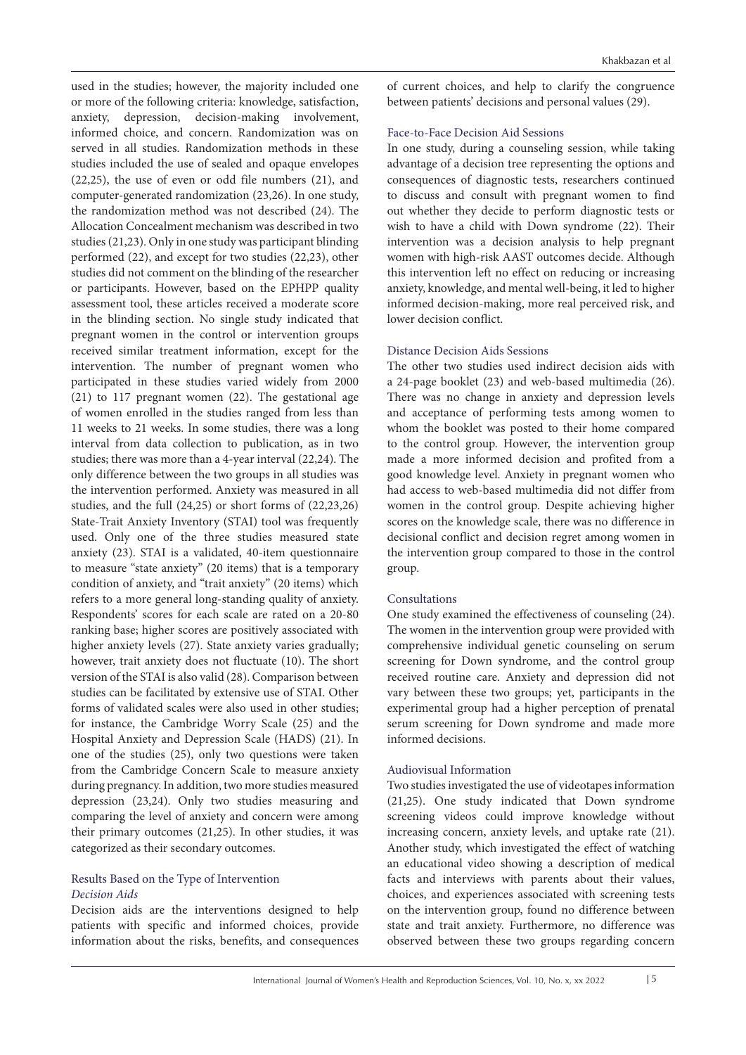used in the studies; however, the majority included one or more of the following criteria: knowledge, satisfaction, anxiety, depression, decision-making involvement, informed choice, and concern. Randomization was on served in all studies. Randomization methods in these studies included the use of sealed and opaque envelopes (22,25), the use of even or odd file numbers (21), and computer-generated randomization (23,26). In one study, the randomization method was not described (24). The Allocation Concealment mechanism was described in two studies (21,23). Only in one study was participant blinding performed (22), and except for two studies (22,23), other studies did not comment on the blinding of the researcher or participants. However, based on the EPHPP quality assessment tool, these articles received a moderate score in the blinding section. No single study indicated that pregnant women in the control or intervention groups received similar treatment information, except for the intervention. The number of pregnant women who participated in these studies varied widely from 2000 (21) to 117 pregnant women (22). The gestational age of women enrolled in the studies ranged from less than 11 weeks to 21 weeks. In some studies, there was a long interval from data collection to publication, as in two studies; there was more than a 4-year interval (22,24). The only difference between the two groups in all studies was the intervention performed. Anxiety was measured in all studies, and the full (24,25) or short forms of (22,23,26) State-Trait Anxiety Inventory (STAI) tool was frequently used. Only one of the three studies measured state anxiety (23). STAI is a validated, 40-item questionnaire to measure "state anxiety" (20 items) that is a temporary condition of anxiety, and "trait anxiety" (20 items) which refers to a more general long-standing quality of anxiety. Respondents' scores for each scale are rated on a 20-80 ranking base; higher scores are positively associated with higher anxiety levels (27). State anxiety varies gradually; however, trait anxiety does not fluctuate (10). The short version of the STAI is also valid (28). Comparison between studies can be facilitated by extensive use of STAI. Other forms of validated scales were also used in other studies; for instance, the Cambridge Worry Scale (25) and the Hospital Anxiety and Depression Scale (HADS) (21). In one of the studies (25), only two questions were taken from the Cambridge Concern Scale to measure anxiety during pregnancy. In addition, two more studies measured depression (23,24). Only two studies measuring and comparing the level of anxiety and concern were among their primary outcomes (21,25). In other studies, it was categorized as their secondary outcomes.

## Results Based on the Type of Intervention

### *Decision Aids*

Decision aids are the interventions designed to help patients with specific and informed choices, provide information about the risks, benefits, and consequences of current choices, and help to clarify the congruence between patients' decisions and personal values (29).

#### Face-to-Face Decision Aid Sessions

In one study, during a counseling session, while taking advantage of a decision tree representing the options and consequences of diagnostic tests, researchers continued to discuss and consult with pregnant women to find out whether they decide to perform diagnostic tests or wish to have a child with Down syndrome (22). Their intervention was a decision analysis to help pregnant women with high-risk AAST outcomes decide. Although this intervention left no effect on reducing or increasing anxiety, knowledge, and mental well-being, it led to higher informed decision-making, more real perceived risk, and lower decision conflict.

#### Distance Decision Aids Sessions

The other two studies used indirect decision aids with a 24-page booklet (23) and web-based multimedia (26). There was no change in anxiety and depression levels and acceptance of performing tests among women to whom the booklet was posted to their home compared to the control group. However, the intervention group made a more informed decision and profited from a good knowledge level. Anxiety in pregnant women who had access to web-based multimedia did not differ from women in the control group. Despite achieving higher scores on the knowledge scale, there was no difference in decisional conflict and decision regret among women in the intervention group compared to those in the control group.

#### Consultations

One study examined the effectiveness of counseling (24). The women in the intervention group were provided with comprehensive individual genetic counseling on serum screening for Down syndrome, and the control group received routine care. Anxiety and depression did not vary between these two groups; yet, participants in the experimental group had a higher perception of prenatal serum screening for Down syndrome and made more informed decisions.

#### Audiovisual Information

Two studies investigated the use of videotapes information (21,25). One study indicated that Down syndrome screening videos could improve knowledge without increasing concern, anxiety levels, and uptake rate (21). Another study, which investigated the effect of watching an educational video showing a description of medical facts and interviews with parents about their values, choices, and experiences associated with screening tests on the intervention group, found no difference between state and trait anxiety. Furthermore, no difference was observed between these two groups regarding concern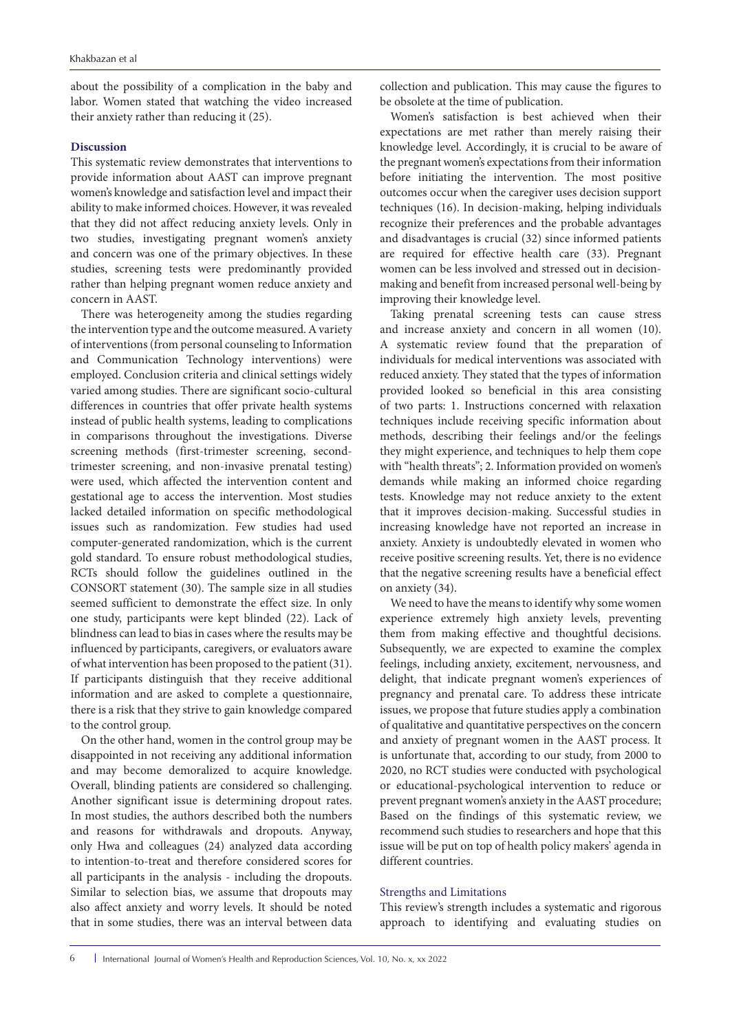about the possibility of a complication in the baby and labor. Women stated that watching the video increased their anxiety rather than reducing it (25).

## Discussion

This systematic review demonstrates that interventions to provide information about AAST can improve pregnant women's knowledge and satisfaction level and impact their ability to make informed choices. However, it was revealed that they did not affect reducing anxiety levels. Only in two studies, investigating pregnant women's anxiety and concern was one of the primary objectives. In these studies, screening tests were predominantly provided rather than helping pregnant women reduce anxiety and concern in AAST.

There was heterogeneity among the studies regarding the intervention type and the outcome measured. A variety of interventions (from personal counseling to Information and Communication Technology interventions) were employed. Conclusion criteria and clinical settings widely varied among studies. There are significant socio-cultural differences in countries that offer private health systems instead of public health systems, leading to complications in comparisons throughout the investigations. Diverse screening methods (first-trimester screening, second-trimester screening, and non-invasive prenatal testing) were used, which affected the intervention content and gestational age to access the intervention. Most studies lacked detailed information on specific methodological issues such as randomization. Few studies had used computer-generated randomization, which is the current gold standard. To ensure robust methodological studies, RCTs should follow the guidelines outlined in the CONSORT statement (30). The sample size in all studies seemed sufficient to demonstrate the effect size. In only one study, participants were kept blinded (22). Lack of blindness can lead to bias in cases where the results may be influenced by participants, caregivers, or evaluators aware of what intervention has been proposed to the patient (31). If participants distinguish that they receive additional information and are asked to complete a questionnaire, there is a risk that they strive to gain knowledge compared to the control group.

On the other hand, women in the control group may be disappointed in not receiving any additional information and may become demoralized to acquire knowledge. Overall, blinding patients are considered so challenging. Another significant issue is determining dropout rates. In most studies, the authors described both the numbers and reasons for withdrawals and dropouts. Anyway, only Hwa and colleagues (24) analyzed data according to intention-to-treat and therefore considered scores for all participants in the analysis - including the dropouts. Similar to selection bias, we assume that dropouts may also affect anxiety and worry levels. It should be noted that in some studies, there was an interval between data collection and publication. This may cause the figures to be obsolete at the time of publication.

Women's satisfaction is best achieved when their expectations are met rather than merely raising their knowledge level. Accordingly, it is crucial to be aware of the pregnant women's expectations from their information before initiating the intervention. The most positive outcomes occur when the caregiver uses decision support techniques (16). In decision-making, helping individuals recognize their preferences and the probable advantages and disadvantages is crucial (32) since informed patients are required for effective health care (33). Pregnant women can be less involved and stressed out in decision-making and benefit from increased personal well-being by improving their knowledge level.

Taking prenatal screening tests can cause stress and increase anxiety and concern in all women (10). A systematic review found that the preparation of individuals for medical interventions was associated with reduced anxiety. They stated that the types of information provided looked so beneficial in this area consisting of two parts: 1. Instructions concerned with relaxation techniques include receiving specific information about methods, describing their feelings and/or the feelings they might experience, and techniques to help them cope with "health threats"; 2. Information provided on women's demands while making an informed choice regarding tests. Knowledge may not reduce anxiety to the extent that it improves decision-making. Successful studies in increasing knowledge have not reported an increase in anxiety. Anxiety is undoubtedly elevated in women who receive positive screening results. Yet, there is no evidence that the negative screening results have a beneficial effect on anxiety (34).

We need to have the means to identify why some women experience extremely high anxiety levels, preventing them from making effective and thoughtful decisions. Subsequently, we are expected to examine the complex feelings, including anxiety, excitement, nervousness, and delight, that indicate pregnant women's experiences of pregnancy and prenatal care. To address these intricate issues, we propose that future studies apply a combination of qualitative and quantitative perspectives on the concern and anxiety of pregnant women in the AAST process. It is unfortunate that, according to our study, from 2000 to 2020, no RCT studies were conducted with psychological or educational-psychological intervention to reduce or prevent pregnant women's anxiety in the AAST procedure; Based on the findings of this systematic review, we recommend such studies to researchers and hope that this issue will be put on top of health policy makers' agenda in different countries.

### Strengths and Limitations

This review's strength includes a systematic and rigorous approach to identifying and evaluating studies on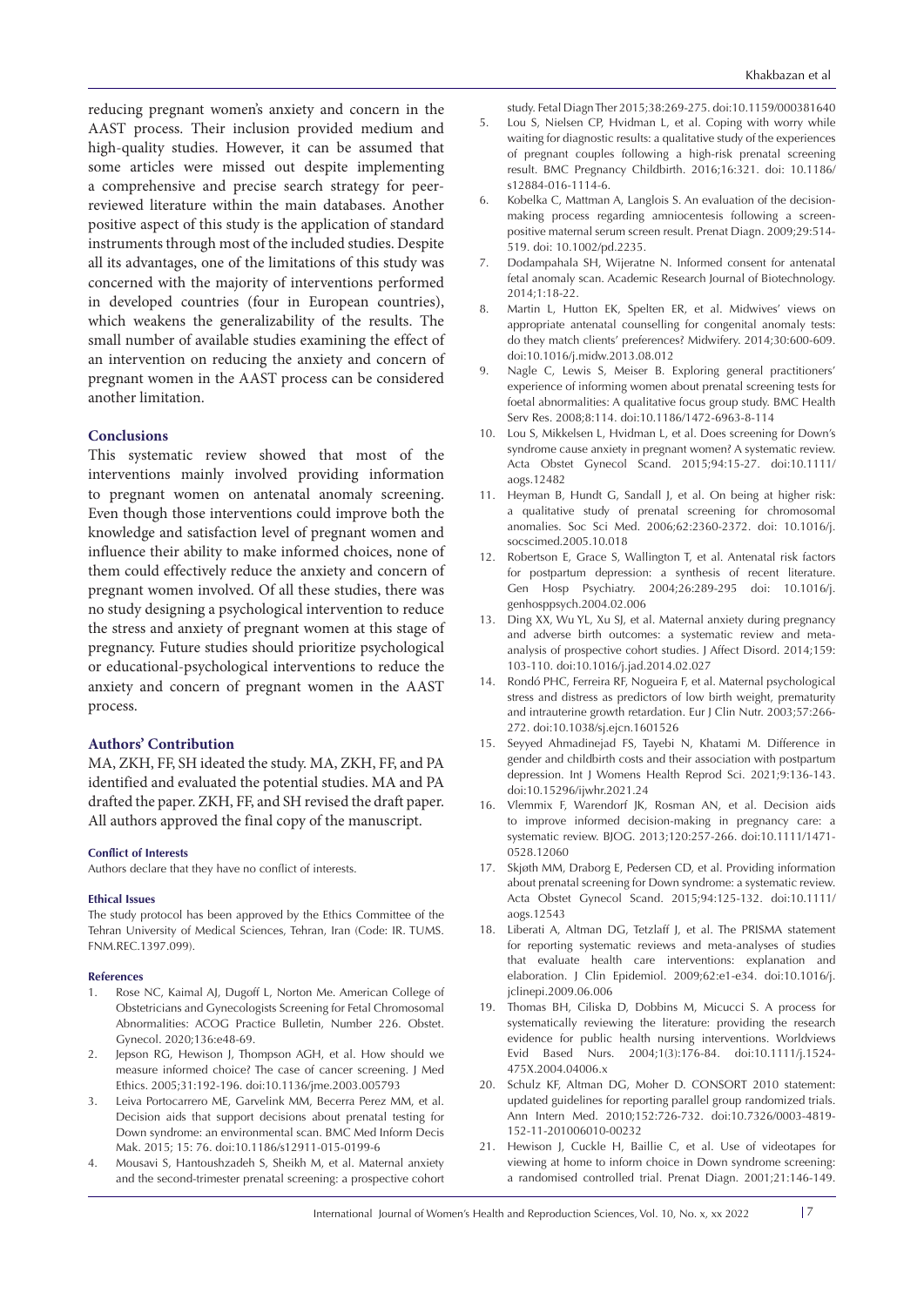reducing pregnant women's anxiety and concern in the AAST process. Their inclusion provided medium and high-quality studies. However, it can be assumed that some articles were missed out despite implementing a comprehensive and precise search strategy for peer-reviewed literature within the main databases. Another positive aspect of this study is the application of standard instruments through most of the included studies. Despite all its advantages, one of the limitations of this study was concerned with the majority of interventions performed in developed countries (four in European countries), which weakens the generalizability of the results. The small number of available studies examining the effect of an intervention on reducing the anxiety and concern of pregnant women in the AAST process can be considered another limitation.

### Conclusions

This systematic review showed that most of the interventions mainly involved providing information to pregnant women on antenatal anomaly screening. Even though those interventions could improve both the knowledge and satisfaction level of pregnant women and influence their ability to make informed choices, none of them could effectively reduce the anxiety and concern of pregnant women involved. Of all these studies, there was no study designing a psychological intervention to reduce the stress and anxiety of pregnant women at this stage of pregnancy. Future studies should prioritize psychological or educational-psychological interventions to reduce the anxiety and concern of pregnant women in the AAST process.

### Authors' Contribution

MA, ZKH, FF, SH ideated the study. MA, ZKH, FF, and PA identified and evaluated the potential studies. MA and PA drafted the paper. ZKH, FF, and SH revised the draft paper. All authors approved the final copy of the manuscript.

#### Conflict of Interests

Authors declare that they have no conflict of interests.

#### Ethical Issues

The study protocol has been approved by the Ethics Committee of the Tehran University of Medical Sciences, Tehran, Iran (Code: IR. TUMS. FNM.REC.1397.099).

#### References

1. Rose NC, Kaimal AJ, Dugoff L, Norton Me. American College of Obstetricians and Gynecologists Screening for Fetal Chromosomal Abnormalities: ACOG Practice Bulletin, Number 226. Obstet. Gynecol. 2020;136:e48-69.
2. Jepson RG, Hewison J, Thompson AGH, et al. How should we measure informed choice? The case of cancer screening. J Med Ethics. 2005;31:192-196. doi:10.1136/jme.2003.005793
3. Leiva Portocarrero ME, Garvelink MM, Becerra Perez MM, et al. Decision aids that support decisions about prenatal testing for Down syndrome: an environmental scan. BMC Med Inform Decis Mak. 2015; 15: 76. doi:10.1186/s12911-015-0199-6
4. Mousavi S, Hantoushzadeh S, Sheikh M, et al. Maternal anxiety and the second-trimester prenatal screening: a prospective cohort study. Fetal Diagn Ther 2015;38:269-275. doi:10.1159/000381640
5. Lou S, Nielsen CP, Hvidman L, et al. Coping with worry while waiting for diagnostic results: a qualitative study of the experiences of pregnant couples following a high-risk prenatal screening result. BMC Pregnancy Childbirth. 2016;16:321. doi: 10.1186/s12884-016-1114-6.
6. Kobelka C, Mattman A, Langlois S. An evaluation of the decision-making process regarding amniocentesis following a screen-positive maternal serum screen result. Prenat Diagn. 2009;29:514-519. doi: 10.1002/pd.2235.
7. Dodampahala SH, Wijeratne N. Informed consent for antenatal fetal anomaly scan. Academic Research Journal of Biotechnology. 2014;1:18-22.
8. Martin L, Hutton EK, Spelten ER, et al. Midwives' views on appropriate antenatal counselling for congenital anomaly tests: do they match clients' preferences? Midwifery. 2014;30:600-609. doi:10.1016/j.midw.2013.08.012
9. Nagle C, Lewis S, Meiser B. Exploring general practitioners' experience of informing women about prenatal screening tests for foetal abnormalities: A qualitative focus group study. BMC Health Serv Res. 2008;8:114. doi:10.1186/1472-6963-8-114
10. Lou S, Mikkelsen L, Hvidman L, et al. Does screening for Down's syndrome cause anxiety in pregnant women? A systematic review. Acta Obstet Gynecol Scand. 2015;94:15-27. doi:10.1111/aogs.12482
11. Heyman B, Hundt G, Sandall J, et al. On being at higher risk: a qualitative study of prenatal screening for chromosomal anomalies. Soc Sci Med. 2006;62:2360-2372. doi: 10.1016/j.socscimed.2005.10.018
12. Robertson E, Grace S, Wallington T, et al. Antenatal risk factors for postpartum depression: a synthesis of recent literature. Gen Hosp Psychiatry. 2004;26:289-295 doi: 10.1016/j.genhosppsych.2004.02.006
13. Ding XX, Wu YL, Xu SJ, et al. Maternal anxiety during pregnancy and adverse birth outcomes: a systematic review and meta-analysis of prospective cohort studies. J Affect Disord. 2014;159:103-110. doi:10.1016/j.jad.2014.02.027
14. Rondó PHC, Ferreira RF, Nogueira F, et al. Maternal psychological stress and distress as predictors of low birth weight, prematurity and intrauterine growth retardation. Eur J Clin Nutr. 2003;57:266-272. doi:10.1038/sj.ejcn.1601526
15. Seyyed Ahmadinejad FS, Tayebi N, Khatami M. Difference in gender and childbirth costs and their association with postpartum depression. Int J Womens Health Reprod Sci. 2021;9:136-143. doi:10.15296/ijwhr.2021.24
16. Vlemmix F, Warendorf JK, Rosman AN, et al. Decision aids to improve informed decision-making in pregnancy care: a systematic review. BJOG. 2013;120:257-266. doi:10.1111/1471-0528.12060
17. Skjøth MM, Draborg E, Pedersen CD, et al. Providing information about prenatal screening for Down syndrome: a systematic review. Acta Obstet Gynecol Scand. 2015;94:125-132. doi:10.1111/aogs.12543
18. Liberati A, Altman DG, Tetzlaff J, et al. The PRISMA statement for reporting systematic reviews and meta-analyses of studies that evaluate health care interventions: explanation and elaboration. J Clin Epidemiol. 2009;62:e1-e34. doi:10.1016/j.jclinepi.2009.06.006
19. Thomas BH, Ciliska D, Dobbins M, Micucci S. A process for systematically reviewing the literature: providing the research evidence for public health nursing interventions. Worldviews Evid Based Nurs. 2004;1(3):176-84. doi:10.1111/j.1524-475X.2004.04006.x
20. Schulz KF, Altman DG, Moher D. CONSORT 2010 statement: updated guidelines for reporting parallel group randomized trials. Ann Intern Med. 2010;152:726-732. doi:10.7326/0003-4819-152-11-201006010-00232
21. Hewison J, Cuckle H, Baillie C, et al. Use of videotapes for viewing at home to inform choice in Down syndrome screening: a randomised controlled trial. Prenat Diagn. 2001;21:146-149.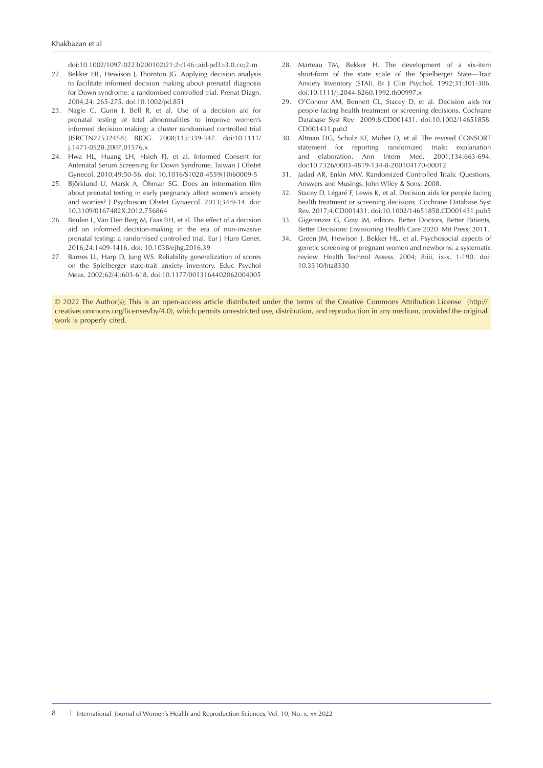doi:10.1002/1097-0223(200102)21:2<146::aid-pd3>3.0.co;2-m

22. Bekker HL, Hewison J, Thornton JG. Applying decision analysis to facilitate informed decision making about prenatal diagnosis for Down syndrome: a randomised controlled trial. Prenat Diagn. 2004;24: 265-275. doi:10.1002/pd.851
23. Nagle C, Gunn J, Bell R, et al. Use of a decision aid for prenatal testing of fetal abnormalities to improve women's informed decision making: a cluster randomised controlled trial [ISRCTN22532458]. BJOG. 2008;115:339-347. doi:10.1111/j.1471-0528.2007.01576.x
24. Hwa HL, Huang LH, Hsieh FJ, et al. Informed Consent for Antenatal Serum Screening for Down Syndrome. Taiwan J Obstet Gynecol. 2010;49:50-56. doi: 10.1016/S1028-4559(10)60009-5
25. Björklund U, Marsk A, Öhman SG. Does an information film about prenatal testing in early pregnancy affect women's anxiety and worries? J Psychosom Obstet Gynaecol. 2013;34:9-14. doi: 10.3109/0167482X.2012.756864
26. Beulen L, Van Den Berg M, Faas BH, et al. The effect of a decision aid on informed decision-making in the era of non-invasive prenatal testing: a randomised controlled trial. Eur J Hum Genet. 2016;24:1409-1416. doi: 10.1038/ejhg.2016.39
27. Barnes LL, Harp D, Jung WS. Reliability generalization of scores on the Spielberger state-trait anxiety inventory. Educ Psychol Meas. 2002;62(4):603-618. doi:10.1177/0013164402062004005
28. Marteau TM, Bekker H. The development of a six-item short-form of the state scale of the Spielberger State—Trait Anxiety Inventory (STAI). Br J Clin Psychol. 1992;31:301-306. doi:10.1111/j.2044-8260.1992.tb00997.x
29. O'Connor AM, Bennett CL, Stacey D, et al. Decision aids for people facing health treatment or screening decisions. Cochrane Database Syst Rev 2009;8:CD001431. doi:10.1002/14651858.CD001431.pub2
30. Altman DG, Schulz KF, Moher D, et al. The revised CONSORT statement for reporting randomized trials: explanation and elaboration. Ann Intern Med. 2001;134:663-694. doi:10.7326/0003-4819-134-8-200104170-00012
31. Jadad AR, Enkin MW. Randomized Controlled Trials: Questions, Answers and Musings. John Wiley & Sons; 2008.
32. Stacey D, Légaré F, Lewis K, et al. Decision aids for people facing health treatment or screening decisions. Cochrane Database Syst Rev. 2017;4:CD001431. doi:10.1002/14651858.CD001431.pub5
33. Gigerenzer G, Gray JM, editors. Better Doctors, Better Patients, Better Decisions: Envisioning Health Care 2020. Mit Press; 2011.
34. Green JM, Hewison J, Bekker HL, et al. Psychosocial aspects of genetic screening of pregnant women and newborns: a systematic review. Health Technol Assess. 2004; 8:iii, ix-x, 1-190. doi: 10.3310/hta8330

© 2022 The Author(s); This is an open-access article distributed under the terms of the Creative Commons Attribution License (http://creativecommons.org/licenses/by/4.0), which permits unrestricted use, distribution, and reproduction in any medium, provided the original work is properly cited.